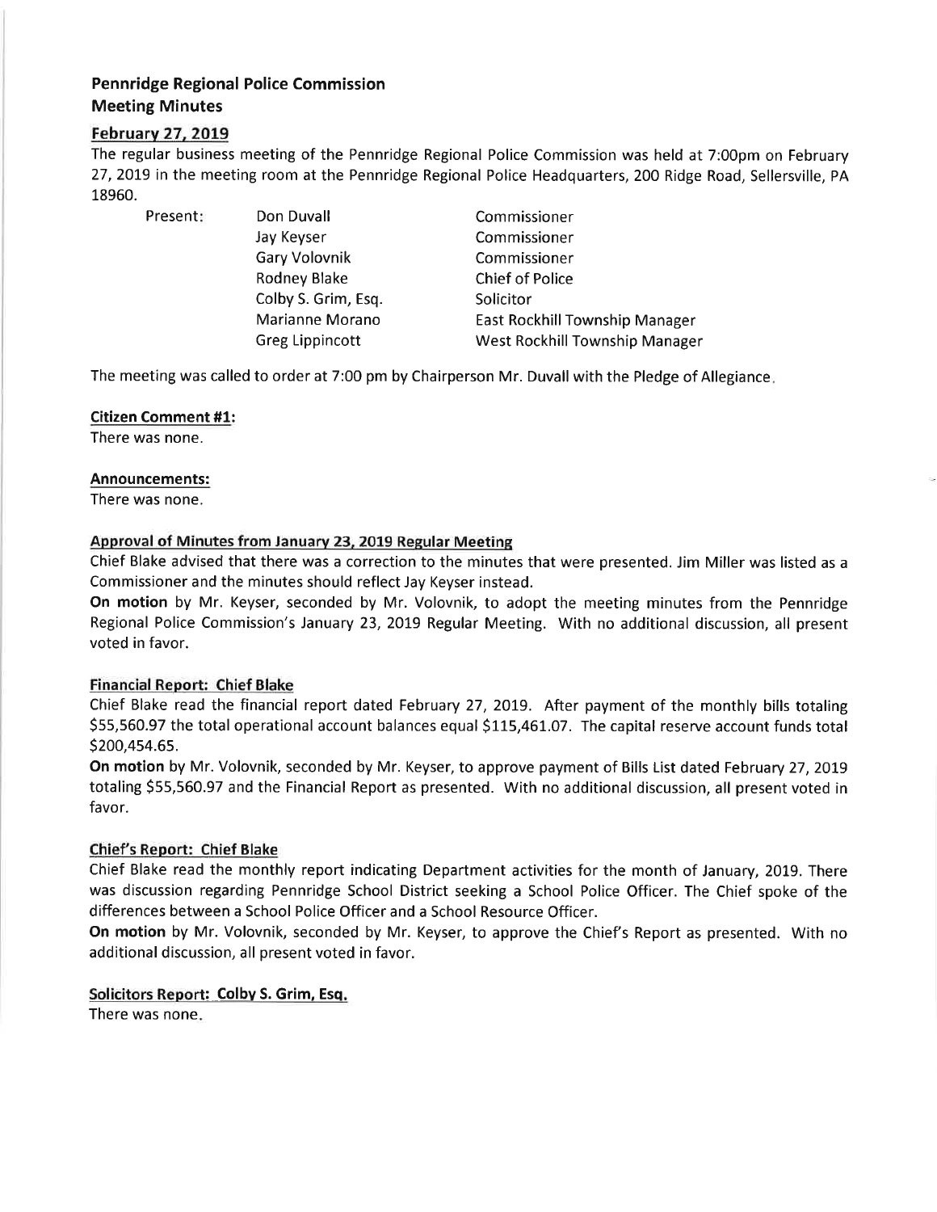## Pennridge Regional Police Commission
## Meeting Minutes

### February 27, 2019

The regular business meeting of the Pennridge Regional Police Commission was held at 7:00pm on February 27, 2019 in the meeting room at the Pennridge Regional Police Headquarters, 200 Ridge Road, Sellersville, PA 18960.

| Present: | | |
|---|---|---|
| | Don Duvall | Commissioner |
| | Jay Keyser | Commissioner |
| | Gary Volovnik | Commissioner |
| | Rodney Blake | Chief of Police |
| | Colby S. Grim, Esq. | Solicitor |
| | Marianne Morano | East Rockhill Township Manager |
| | Greg Lippincott | West Rockhill Township Manager |

The meeting was called to order at 7:00 pm by Chairperson Mr. Duvall with the Pledge of Allegiance.

**Citizen Comment #1:**

There was none.

**Announcements:**

There was none.

**Approval of Minutes from January 23, 2019 Regular Meeting**

Chief Blake advised that there was a correction to the minutes that were presented. Jim Miller was listed as a Commissioner and the minutes should reflect Jay Keyser instead.

**On motion** by Mr. Keyser, seconded by Mr. Volovnik, to adopt the meeting minutes from the Pennridge Regional Police Commission's January 23, 2019 Regular Meeting. With no additional discussion, all present voted in favor.

**Financial Report: Chief Blake**

Chief Blake read the financial report dated February 27, 2019. After payment of the monthly bills totaling $55,560.97 the total operational account balances equal $115,461.07. The capital reserve account funds total $200,454.65.

**On motion** by Mr. Volovnik, seconded by Mr. Keyser, to approve payment of Bills List dated February 27, 2019 totaling $55,560.97 and the Financial Report as presented. With no additional discussion, all present voted in favor.

**Chief's Report: Chief Blake**

Chief Blake read the monthly report indicating Department activities for the month of January, 2019. There was discussion regarding Pennridge School District seeking a School Police Officer. The Chief spoke of the differences between a School Police Officer and a School Resource Officer.

**On motion** by Mr. Volovnik, seconded by Mr. Keyser, to approve the Chief's Report as presented. With no additional discussion, all present voted in favor.

**Solicitors Report: Colby S. Grim, Esq.**

There was none.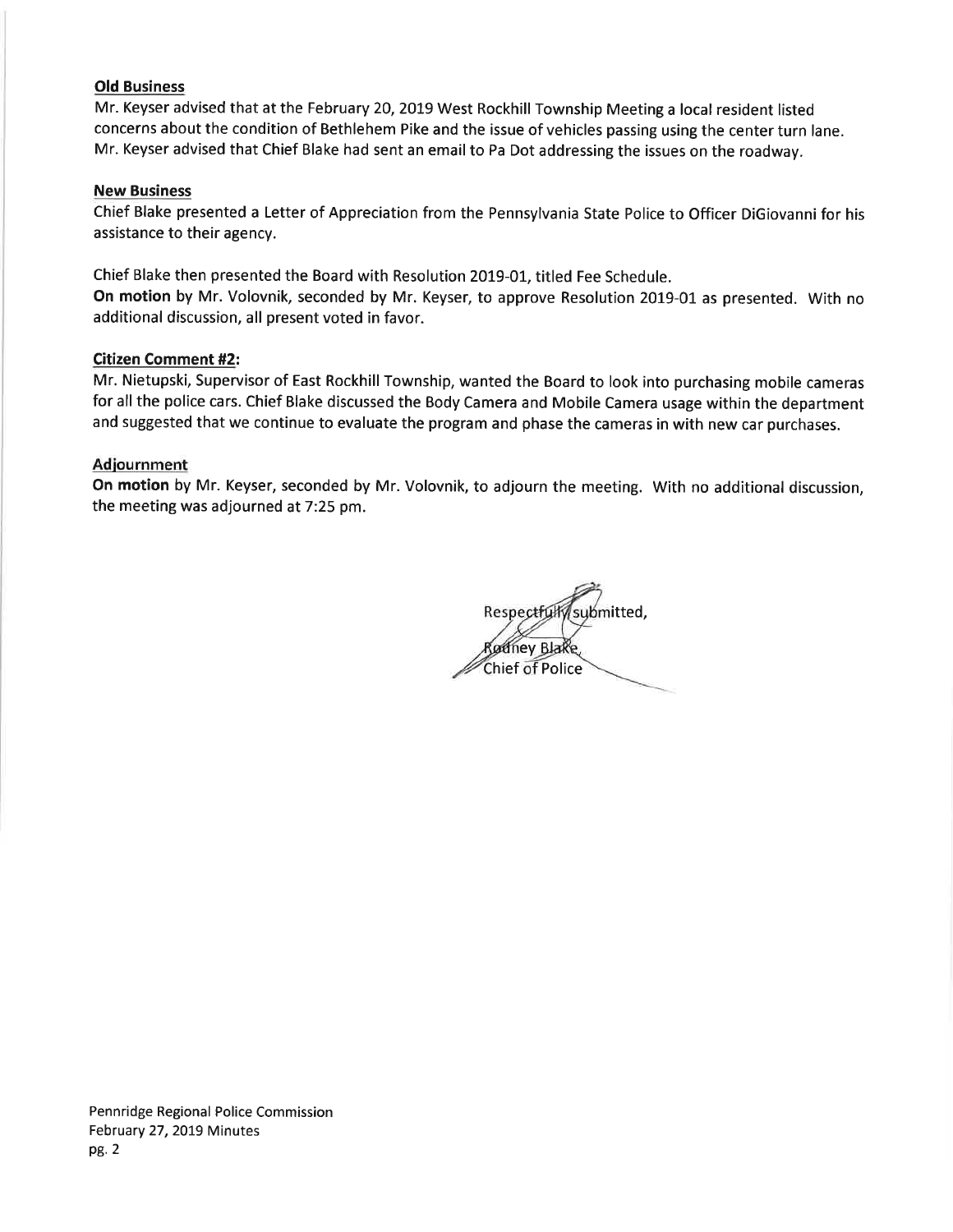**Old Business**

Mr. Keyser advised that at the February 20, 2019 West Rockhill Township Meeting a local resident listed concerns about the condition of Bethlehem Pike and the issue of vehicles passing using the center turn lane. Mr. Keyser advised that Chief Blake had sent an email to Pa Dot addressing the issues on the roadway.

**New Business**

Chief Blake presented a Letter of Appreciation from the Pennsylvania State Police to Officer DiGiovanni for his assistance to their agency.

Chief Blake then presented the Board with Resolution 2019-01, titled Fee Schedule.
**On motion** by Mr. Volovnik, seconded by Mr. Keyser, to approve Resolution 2019-01 as presented. With no additional discussion, all present voted in favor.

**Citizen Comment #2:**

Mr. Nietupski, Supervisor of East Rockhill Township, wanted the Board to look into purchasing mobile cameras for all the police cars. Chief Blake discussed the Body Camera and Mobile Camera usage within the department and suggested that we continue to evaluate the program and phase the cameras in with new car purchases.

**Adjournment**

**On motion** by Mr. Keyser, seconded by Mr. Volovnik, to adjourn the meeting. With no additional discussion, the meeting was adjourned at 7:25 pm.

Respectfully submitted,

Rodney Blake,
Chief of Police

Pennridge Regional Police Commission
February 27, 2019 Minutes